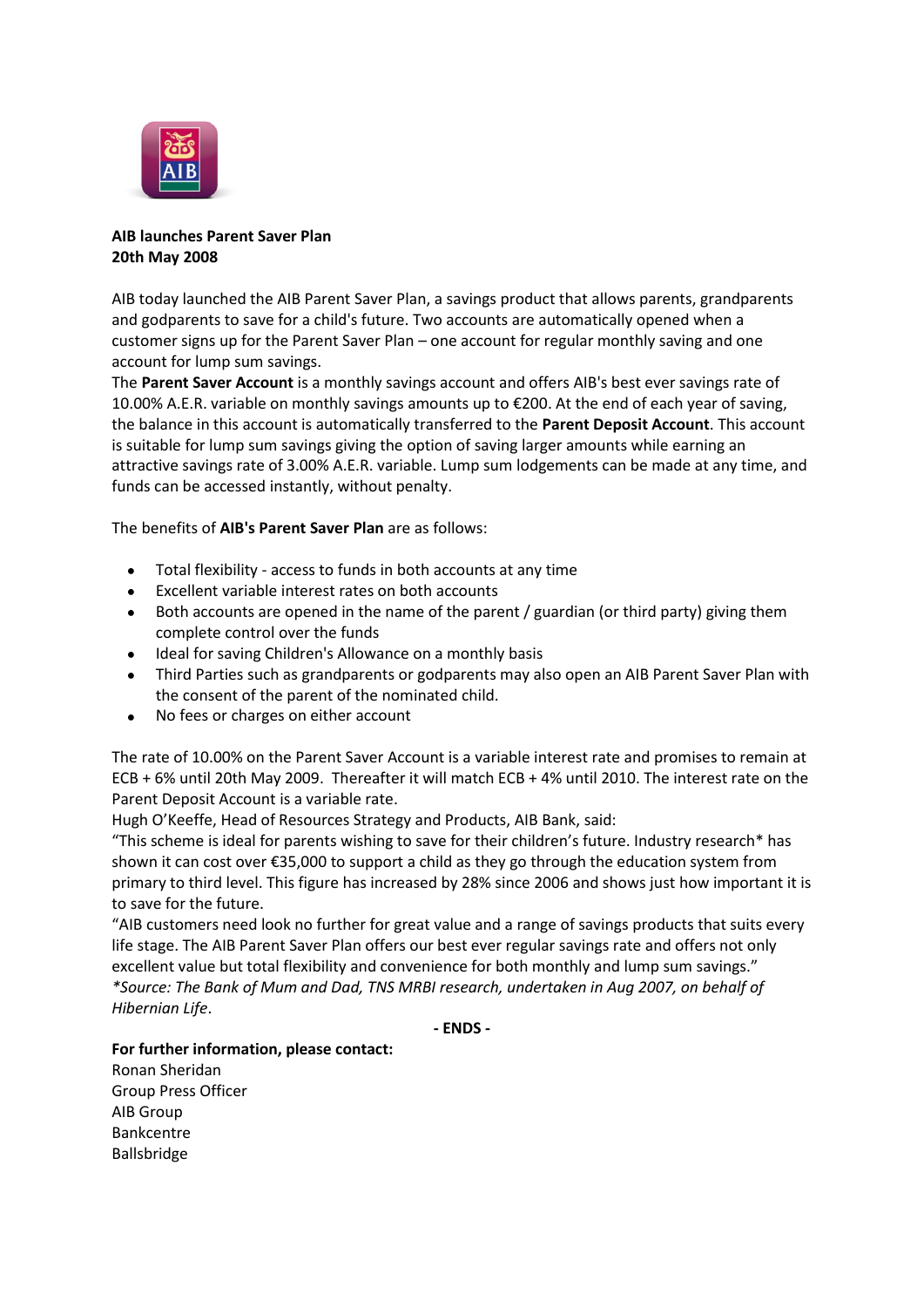**AIB launches Parent Saver Plan**
**20th May 2008**

AIB today launched the AIB Parent Saver Plan, a savings product that allows parents, grandparents and godparents to save for a child's future. Two accounts are automatically opened when a customer signs up for the Parent Saver Plan – one account for regular monthly saving and one account for lump sum savings.

The **Parent Saver Account** is a monthly savings account and offers AIB's best ever savings rate of 10.00% A.E.R. variable on monthly savings amounts up to €200. At the end of each year of saving, the balance in this account is automatically transferred to the **Parent Deposit Account**. This account is suitable for lump sum savings giving the option of saving larger amounts while earning an attractive savings rate of 3.00% A.E.R. variable. Lump sum lodgements can be made at any time, and funds can be accessed instantly, without penalty.

The benefits of **AIB's Parent Saver Plan** are as follows:

- Total flexibility - access to funds in both accounts at any time
- Excellent variable interest rates on both accounts
- Both accounts are opened in the name of the parent / guardian (or third party) giving them complete control over the funds
- Ideal for saving Children's Allowance on a monthly basis
- Third Parties such as grandparents or godparents may also open an AIB Parent Saver Plan with the consent of the parent of the nominated child.
- No fees or charges on either account

The rate of 10.00% on the Parent Saver Account is a variable interest rate and promises to remain at ECB + 6% until 20th May 2009. Thereafter it will match ECB + 4% until 2010. The interest rate on the Parent Deposit Account is a variable rate.

Hugh O'Keeffe, Head of Resources Strategy and Products, AIB Bank, said:

"This scheme is ideal for parents wishing to save for their children's future. Industry research* has shown it can cost over €35,000 to support a child as they go through the education system from primary to third level. This figure has increased by 28% since 2006 and shows just how important it is to save for the future.

"AIB customers need look no further for great value and a range of savings products that suits every life stage. The AIB Parent Saver Plan offers our best ever regular savings rate and offers not only excellent value but total flexibility and convenience for both monthly and lump sum savings."

*\*Source: The Bank of Mum and Dad, TNS MRBI research, undertaken in Aug 2007, on behalf of Hibernian Life*.

**- ENDS -**

**For further information, please contact:**
Ronan Sheridan
Group Press Officer
AIB Group
Bankcentre
Ballsbridge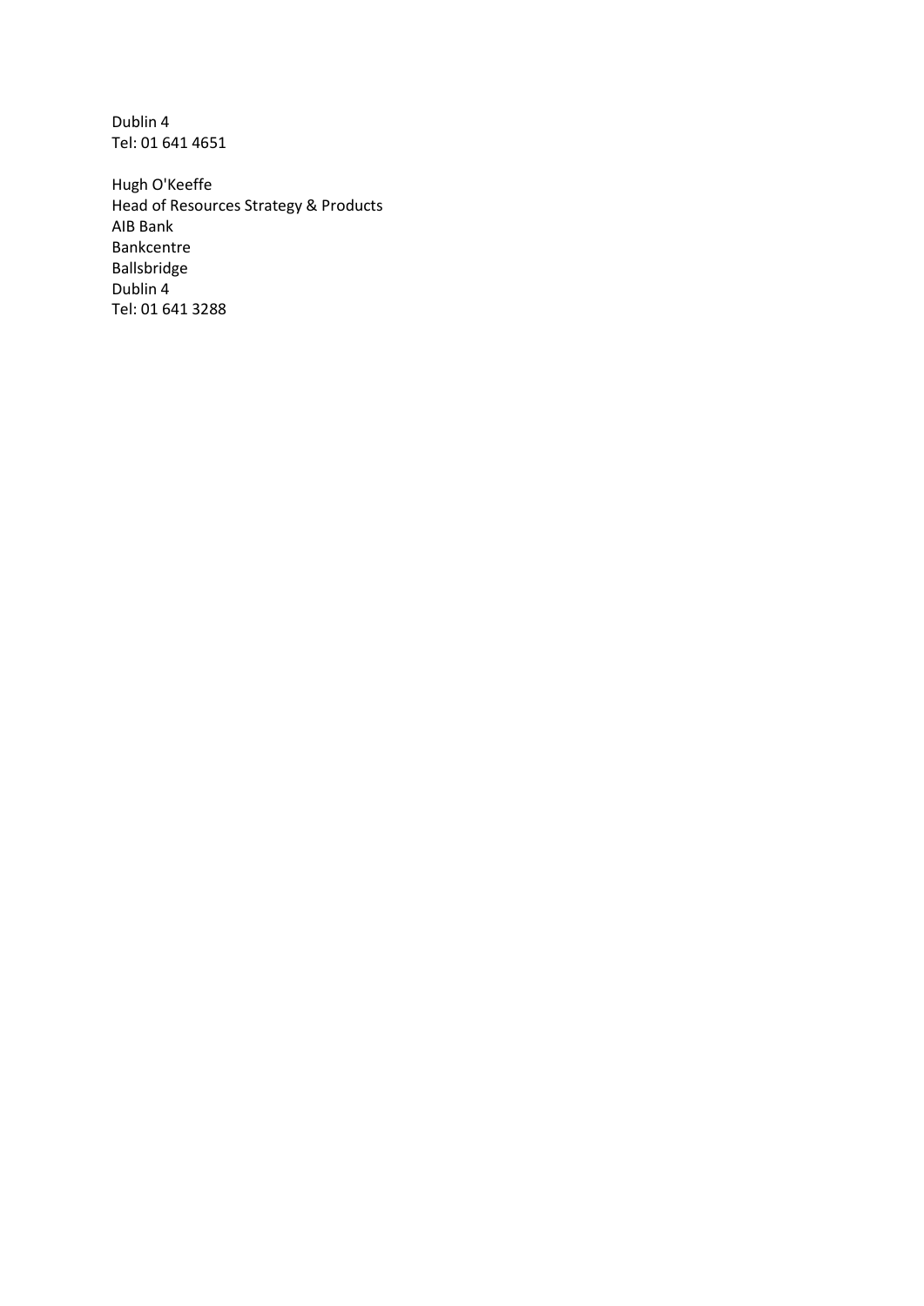Dublin 4
Tel: 01 641 4651

Hugh O'Keeffe
Head of Resources Strategy & Products
AIB Bank
Bankcentre
Ballsbridge
Dublin 4
Tel: 01 641 3288